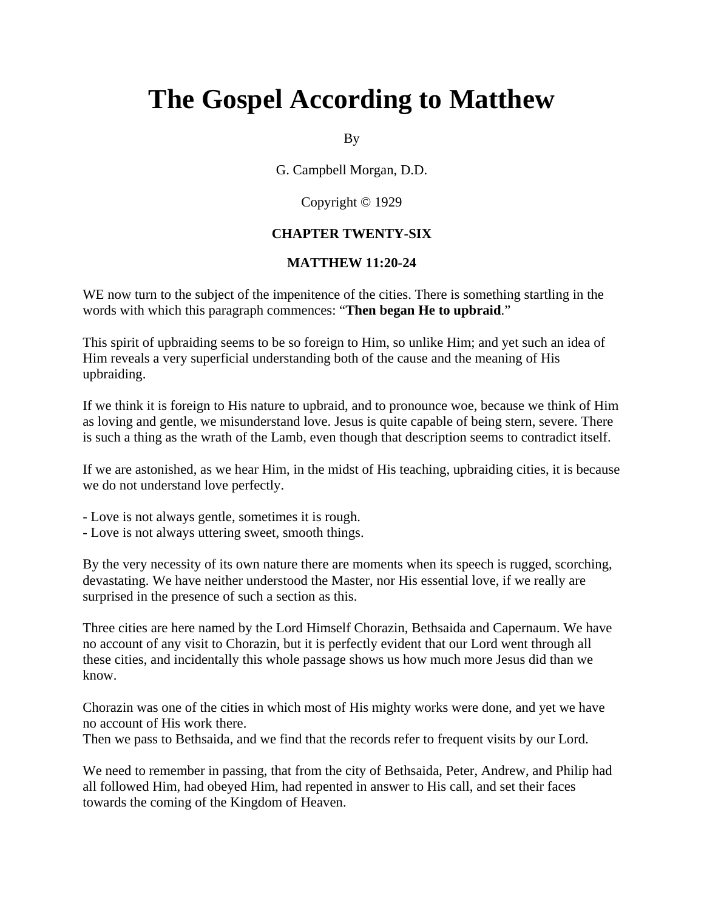# The Gospel According to Matthew

By

G. Campbell Morgan, D.D.

Copyright © 1929

### CHAPTER TWENTY-SIX

### MATTHEW 11:20-24

WE now turn to the subject of the impenitence of the cities. There is something startling in the words with which this paragraph commences: "**Then began He to upbraid**."

This spirit of upbraiding seems to be so foreign to Him, so unlike Him; and yet such an idea of Him reveals a very superficial understanding both of the cause and the meaning of His upbraiding.

If we think it is foreign to His nature to upbraid, and to pronounce woe, because we think of Him as loving and gentle, we misunderstand love. Jesus is quite capable of being stern, severe. There is such a thing as the wrath of the Lamb, even though that description seems to contradict itself.

If we are astonished, as we hear Him, in the midst of His teaching, upbraiding cities, it is because we do not understand love perfectly.

- Love is not always gentle, sometimes it is rough.
- Love is not always uttering sweet, smooth things.

By the very necessity of its own nature there are moments when its speech is rugged, scorching, devastating. We have neither understood the Master, nor His essential love, if we really are surprised in the presence of such a section as this.

Three cities are here named by the Lord Himself Chorazin, Bethsaida and Capernaum. We have no account of any visit to Chorazin, but it is perfectly evident that our Lord went through all these cities, and incidentally this whole passage shows us how much more Jesus did than we know.

Chorazin was one of the cities in which most of His mighty works were done, and yet we have no account of His work there.
Then we pass to Bethsaida, and we find that the records refer to frequent visits by our Lord.

We need to remember in passing, that from the city of Bethsaida, Peter, Andrew, and Philip had all followed Him, had obeyed Him, had repented in answer to His call, and set their faces towards the coming of the Kingdom of Heaven.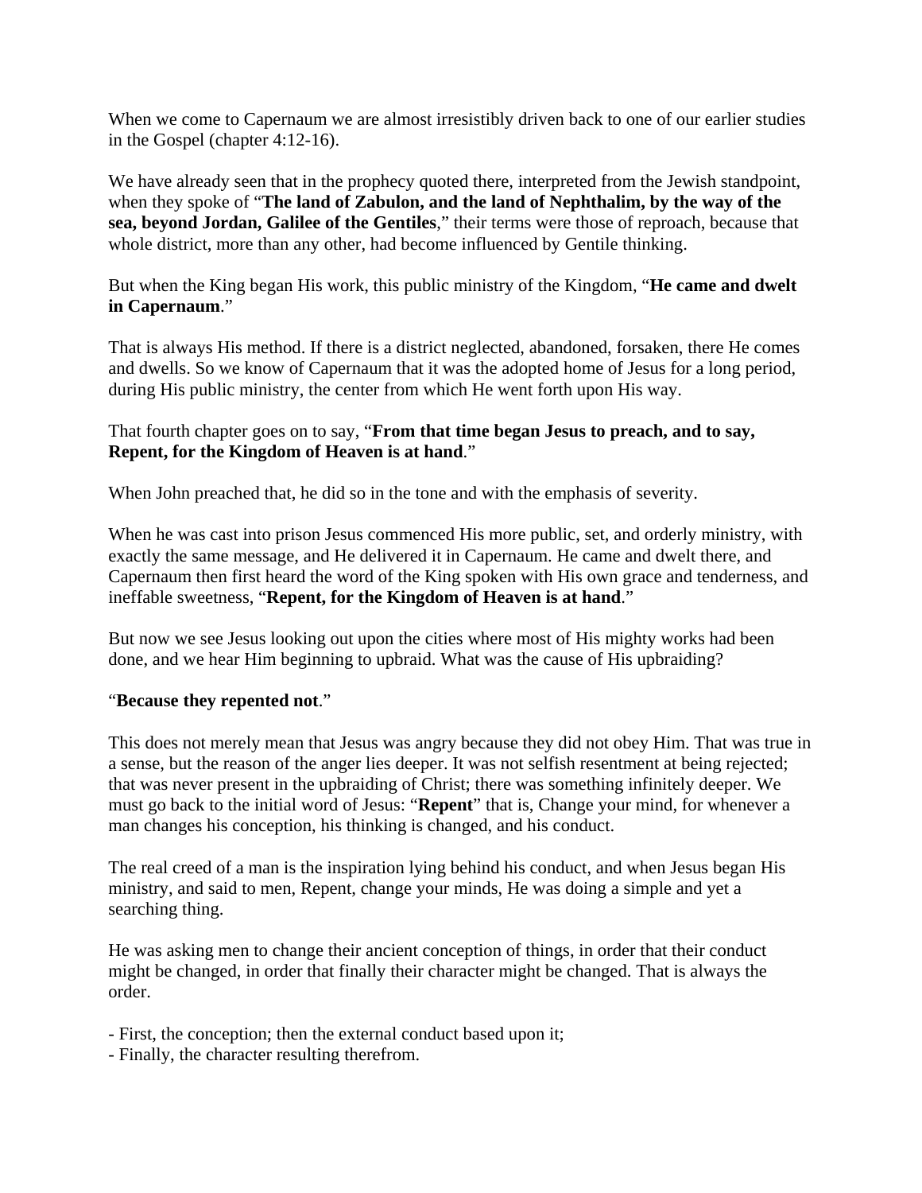When we come to Capernaum we are almost irresistibly driven back to one of our earlier studies in the Gospel (chapter 4:12-16).

We have already seen that in the prophecy quoted there, interpreted from the Jewish standpoint, when they spoke of "**The land of Zabulon, and the land of Nephthalim, by the way of the sea, beyond Jordan, Galilee of the Gentiles**," their terms were those of reproach, because that whole district, more than any other, had become influenced by Gentile thinking.

But when the King began His work, this public ministry of the Kingdom, "**He came and dwelt in Capernaum**."

That is always His method. If there is a district neglected, abandoned, forsaken, there He comes and dwells. So we know of Capernaum that it was the adopted home of Jesus for a long period, during His public ministry, the center from which He went forth upon His way.

That fourth chapter goes on to say, "**From that time began Jesus to preach, and to say, Repent, for the Kingdom of Heaven is at hand**."

When John preached that, he did so in the tone and with the emphasis of severity.

When he was cast into prison Jesus commenced His more public, set, and orderly ministry, with exactly the same message, and He delivered it in Capernaum. He came and dwelt there, and Capernaum then first heard the word of the King spoken with His own grace and tenderness, and ineffable sweetness, "**Repent, for the Kingdom of Heaven is at hand**."

But now we see Jesus looking out upon the cities where most of His mighty works had been done, and we hear Him beginning to upbraid. What was the cause of His upbraiding?

"**Because they repented not**."

This does not merely mean that Jesus was angry because they did not obey Him. That was true in a sense, but the reason of the anger lies deeper. It was not selfish resentment at being rejected; that was never present in the upbraiding of Christ; there was something infinitely deeper. We must go back to the initial word of Jesus: "**Repent**" that is, Change your mind, for whenever a man changes his conception, his thinking is changed, and his conduct.

The real creed of a man is the inspiration lying behind his conduct, and when Jesus began His ministry, and said to men, Repent, change your minds, He was doing a simple and yet a searching thing.

He was asking men to change their ancient conception of things, in order that their conduct might be changed, in order that finally their character might be changed. That is always the order.

- First, the conception; then the external conduct based upon it;
- Finally, the character resulting therefrom.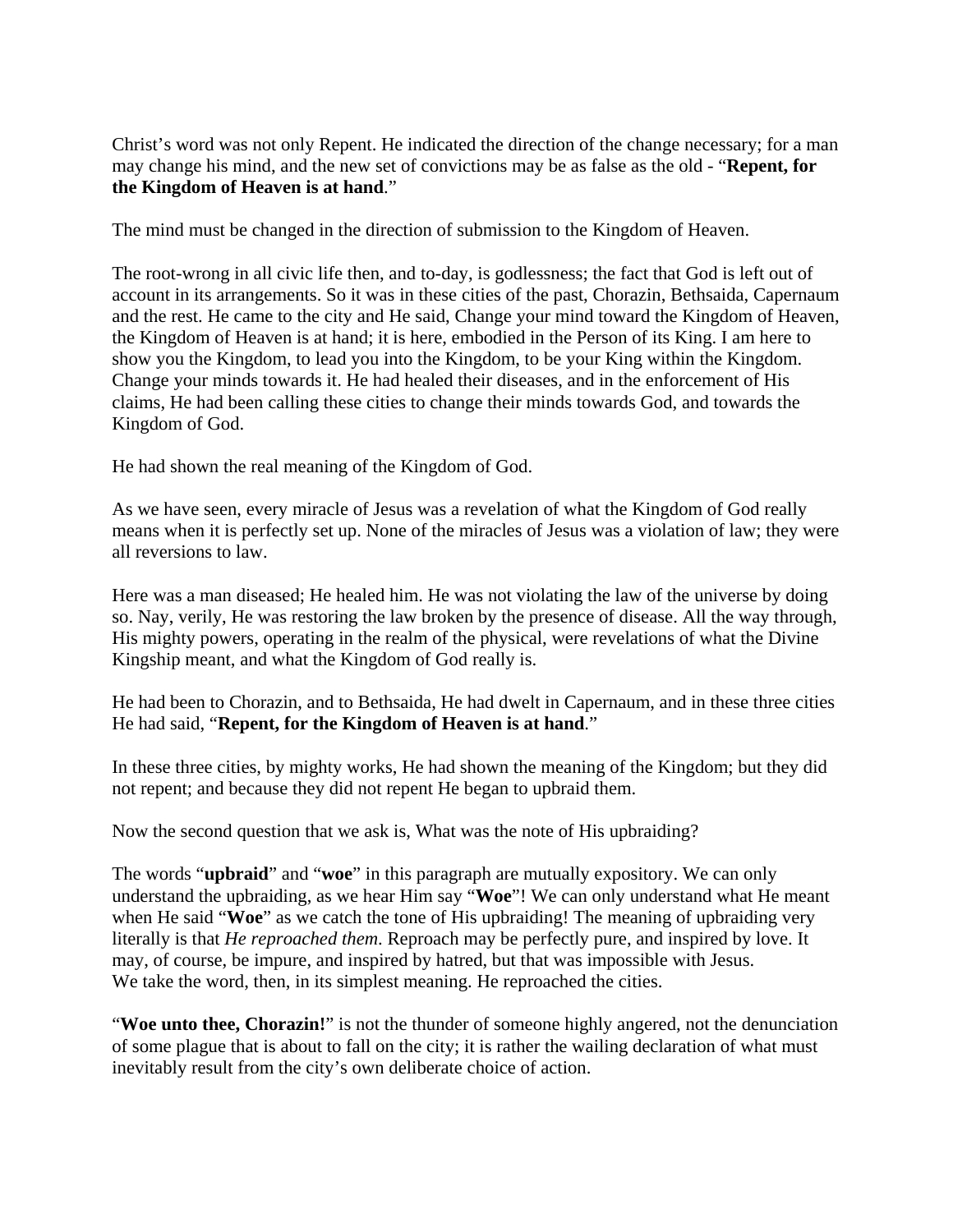Christ's word was not only Repent. He indicated the direction of the change necessary; for a man may change his mind, and the new set of convictions may be as false as the old - "**Repent, for the Kingdom of Heaven is at hand**."

The mind must be changed in the direction of submission to the Kingdom of Heaven.

The root-wrong in all civic life then, and to-day, is godlessness; the fact that God is left out of account in its arrangements. So it was in these cities of the past, Chorazin, Bethsaida, Capernaum and the rest. He came to the city and He said, Change your mind toward the Kingdom of Heaven, the Kingdom of Heaven is at hand; it is here, embodied in the Person of its King. I am here to show you the Kingdom, to lead you into the Kingdom, to be your King within the Kingdom. Change your minds towards it. He had healed their diseases, and in the enforcement of His claims, He had been calling these cities to change their minds towards God, and towards the Kingdom of God.

He had shown the real meaning of the Kingdom of God.

As we have seen, every miracle of Jesus was a revelation of what the Kingdom of God really means when it is perfectly set up. None of the miracles of Jesus was a violation of law; they were all reversions to law.

Here was a man diseased; He healed him. He was not violating the law of the universe by doing so. Nay, verily, He was restoring the law broken by the presence of disease. All the way through, His mighty powers, operating in the realm of the physical, were revelations of what the Divine Kingship meant, and what the Kingdom of God really is.

He had been to Chorazin, and to Bethsaida, He had dwelt in Capernaum, and in these three cities He had said, "**Repent, for the Kingdom of Heaven is at hand**."

In these three cities, by mighty works, He had shown the meaning of the Kingdom; but they did not repent; and because they did not repent He began to upbraid them.

Now the second question that we ask is, What was the note of His upbraiding?

The words "**upbraid**" and "**woe**" in this paragraph are mutually expository. We can only understand the upbraiding, as we hear Him say "**Woe**"! We can only understand what He meant when He said "**Woe**" as we catch the tone of His upbraiding! The meaning of upbraiding very literally is that *He reproached them*. Reproach may be perfectly pure, and inspired by love. It may, of course, be impure, and inspired by hatred, but that was impossible with Jesus. We take the word, then, in its simplest meaning. He reproached the cities.

"**Woe unto thee, Chorazin!**" is not the thunder of someone highly angered, not the denunciation of some plague that is about to fall on the city; it is rather the wailing declaration of what must inevitably result from the city's own deliberate choice of action.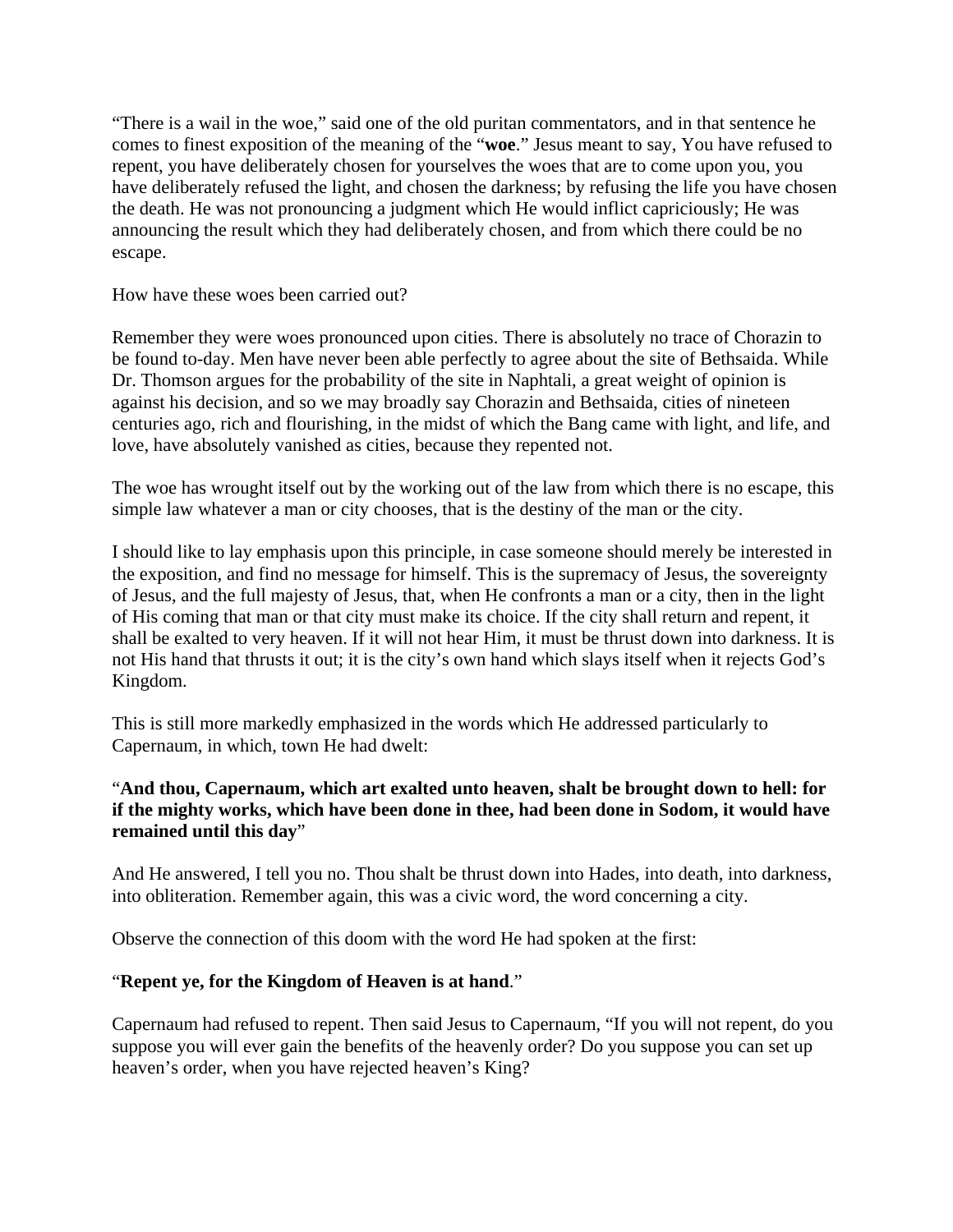“There is a wail in the woe,” said one of the old puritan commentators, and in that sentence he comes to finest exposition of the meaning of the “**woe**.” Jesus meant to say, You have refused to repent, you have deliberately chosen for yourselves the woes that are to come upon you, you have deliberately refused the light, and chosen the darkness; by refusing the life you have chosen the death. He was not pronouncing a judgment which He would inflict capriciously; He was announcing the result which they had deliberately chosen, and from which there could be no escape.

How have these woes been carried out?

Remember they were woes pronounced upon cities. There is absolutely no trace of Chorazin to be found to-day. Men have never been able perfectly to agree about the site of Bethsaida. While Dr. Thomson argues for the probability of the site in Naphtali, a great weight of opinion is against his decision, and so we may broadly say Chorazin and Bethsaida, cities of nineteen centuries ago, rich and flourishing, in the midst of which the Bang came with light, and life, and love, have absolutely vanished as cities, because they repented not.

The woe has wrought itself out by the working out of the law from which there is no escape, this simple law whatever a man or city chooses, that is the destiny of the man or the city.

I should like to lay emphasis upon this principle, in case someone should merely be interested in the exposition, and find no message for himself. This is the supremacy of Jesus, the sovereignty of Jesus, and the full majesty of Jesus, that, when He confronts a man or a city, then in the light of His coming that man or that city must make its choice. If the city shall return and repent, it shall be exalted to very heaven. If it will not hear Him, it must be thrust down into darkness. It is not His hand that thrusts it out; it is the city’s own hand which slays itself when it rejects God’s Kingdom.

This is still more markedly emphasized in the words which He addressed particularly to Capernaum, in which, town He had dwelt:

“**And thou, Capernaum, which art exalted unto heaven, shalt be brought down to hell: for if the mighty works, which have been done in thee, had been done in Sodom, it would have remained until this day**”

And He answered, I tell you no. Thou shalt be thrust down into Hades, into death, into darkness, into obliteration. Remember again, this was a civic word, the word concerning a city.

Observe the connection of this doom with the word He had spoken at the first:

“**Repent ye, for the Kingdom of Heaven is at hand**.”

Capernaum had refused to repent. Then said Jesus to Capernaum, “If you will not repent, do you suppose you will ever gain the benefits of the heavenly order? Do you suppose you can set up heaven’s order, when you have rejected heaven’s King?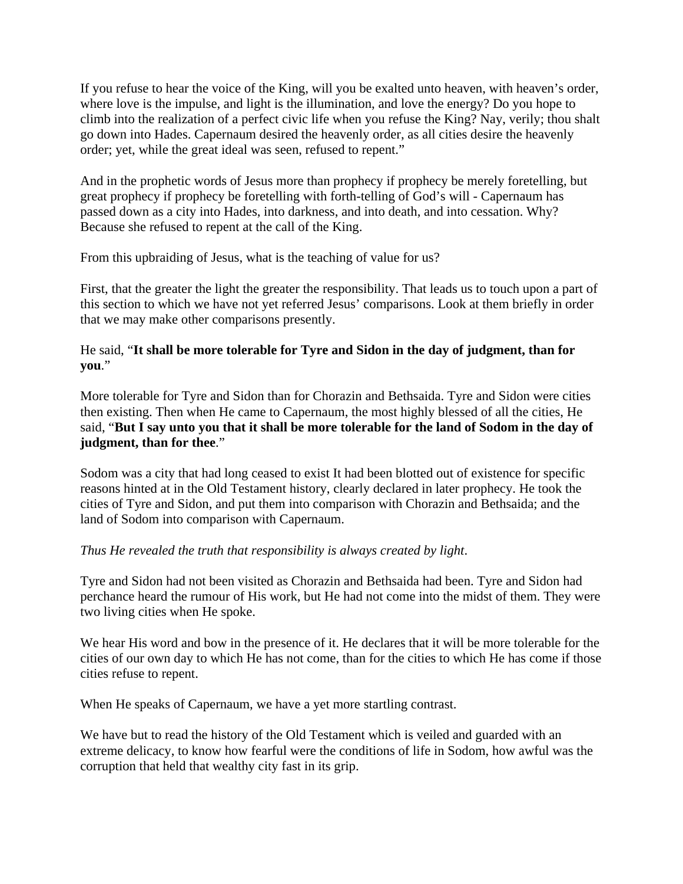If you refuse to hear the voice of the King, will you be exalted unto heaven, with heaven's order, where love is the impulse, and light is the illumination, and love the energy? Do you hope to climb into the realization of a perfect civic life when you refuse the King? Nay, verily; thou shalt go down into Hades. Capernaum desired the heavenly order, as all cities desire the heavenly order; yet, while the great ideal was seen, refused to repent."

And in the prophetic words of Jesus more than prophecy if prophecy be merely foretelling, but great prophecy if prophecy be foretelling with forth-telling of God's will - Capernaum has passed down as a city into Hades, into darkness, and into death, and into cessation. Why? Because she refused to repent at the call of the King.

From this upbraiding of Jesus, what is the teaching of value for us?

First, that the greater the light the greater the responsibility. That leads us to touch upon a part of this section to which we have not yet referred Jesus' comparisons. Look at them briefly in order that we may make other comparisons presently.

He said, "**It shall be more tolerable for Tyre and Sidon in the day of judgment, than for you**."

More tolerable for Tyre and Sidon than for Chorazin and Bethsaida. Tyre and Sidon were cities then existing. Then when He came to Capernaum, the most highly blessed of all the cities, He said, "**But I say unto you that it shall be more tolerable for the land of Sodom in the day of judgment, than for thee**."

Sodom was a city that had long ceased to exist It had been blotted out of existence for specific reasons hinted at in the Old Testament history, clearly declared in later prophecy. He took the cities of Tyre and Sidon, and put them into comparison with Chorazin and Bethsaida; and the land of Sodom into comparison with Capernaum.

*Thus He revealed the truth that responsibility is always created by light*.

Tyre and Sidon had not been visited as Chorazin and Bethsaida had been. Tyre and Sidon had perchance heard the rumour of His work, but He had not come into the midst of them. They were two living cities when He spoke.

We hear His word and bow in the presence of it. He declares that it will be more tolerable for the cities of our own day to which He has not come, than for the cities to which He has come if those cities refuse to repent.

When He speaks of Capernaum, we have a yet more startling contrast.

We have but to read the history of the Old Testament which is veiled and guarded with an extreme delicacy, to know how fearful were the conditions of life in Sodom, how awful was the corruption that held that wealthy city fast in its grip.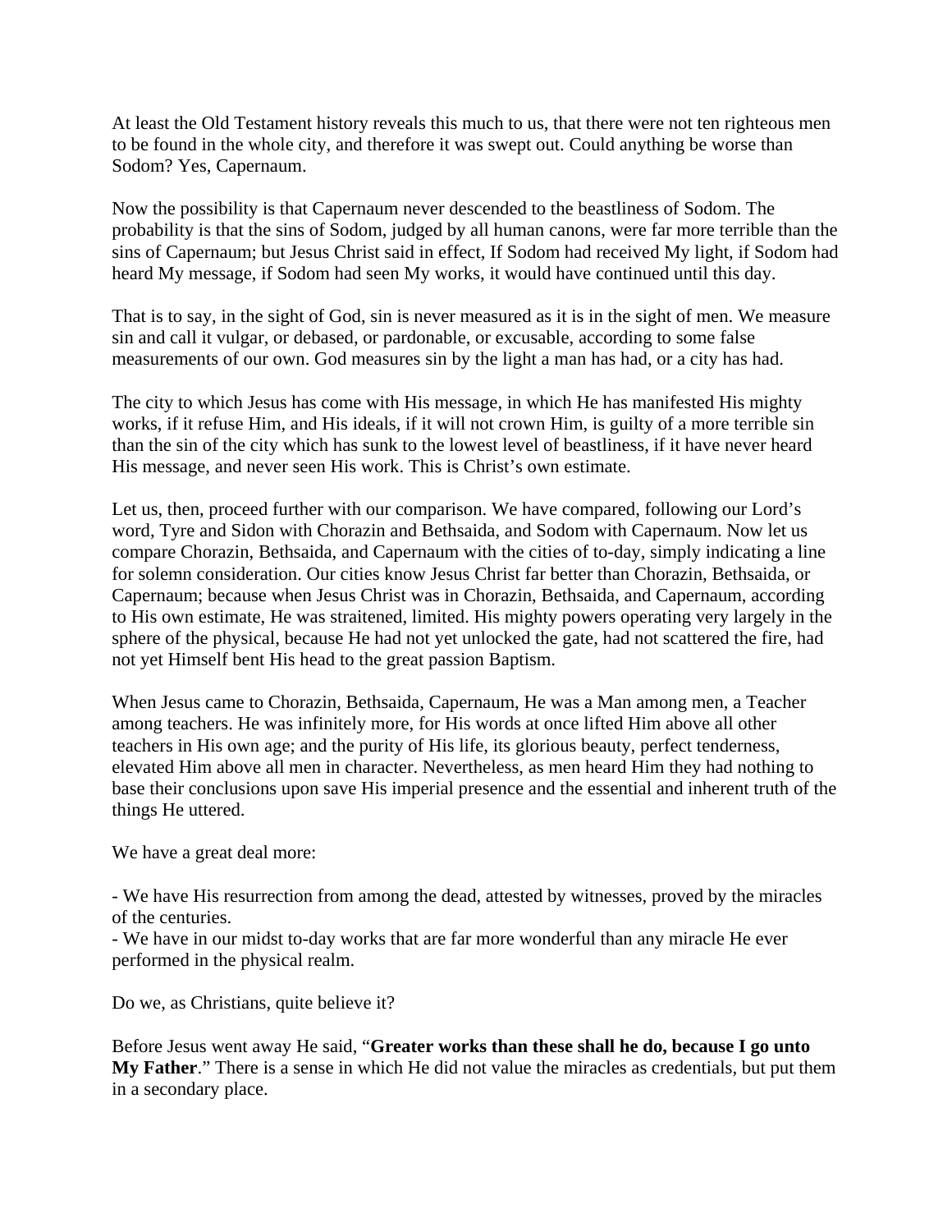At least the Old Testament history reveals this much to us, that there were not ten righteous men to be found in the whole city, and therefore it was swept out. Could anything be worse than Sodom? Yes, Capernaum.

Now the possibility is that Capernaum never descended to the beastliness of Sodom. The probability is that the sins of Sodom, judged by all human canons, were far more terrible than the sins of Capernaum; but Jesus Christ said in effect, If Sodom had received My light, if Sodom had heard My message, if Sodom had seen My works, it would have continued until this day.

That is to say, in the sight of God, sin is never measured as it is in the sight of men. We measure sin and call it vulgar, or debased, or pardonable, or excusable, according to some false measurements of our own. God measures sin by the light a man has had, or a city has had.

The city to which Jesus has come with His message, in which He has manifested His mighty works, if it refuse Him, and His ideals, if it will not crown Him, is guilty of a more terrible sin than the sin of the city which has sunk to the lowest level of beastliness, if it have never heard His message, and never seen His work. This is Christ's own estimate.

Let us, then, proceed further with our comparison. We have compared, following our Lord's word, Tyre and Sidon with Chorazin and Bethsaida, and Sodom with Capernaum. Now let us compare Chorazin, Bethsaida, and Capernaum with the cities of to-day, simply indicating a line for solemn consideration. Our cities know Jesus Christ far better than Chorazin, Bethsaida, or Capernaum; because when Jesus Christ was in Chorazin, Bethsaida, and Capernaum, according to His own estimate, He was straitened, limited. His mighty powers operating very largely in the sphere of the physical, because He had not yet unlocked the gate, had not scattered the fire, had not yet Himself bent His head to the great passion Baptism.

When Jesus came to Chorazin, Bethsaida, Capernaum, He was a Man among men, a Teacher among teachers. He was infinitely more, for His words at once lifted Him above all other teachers in His own age; and the purity of His life, its glorious beauty, perfect tenderness, elevated Him above all men in character. Nevertheless, as men heard Him they had nothing to base their conclusions upon save His imperial presence and the essential and inherent truth of the things He uttered.

We have a great deal more:

- We have His resurrection from among the dead, attested by witnesses, proved by the miracles of the centuries.
- We have in our midst to-day works that are far more wonderful than any miracle He ever performed in the physical realm.

Do we, as Christians, quite believe it?

Before Jesus went away He said, "**Greater works than these shall he do, because I go unto My Father**." There is a sense in which He did not value the miracles as credentials, but put them in a secondary place.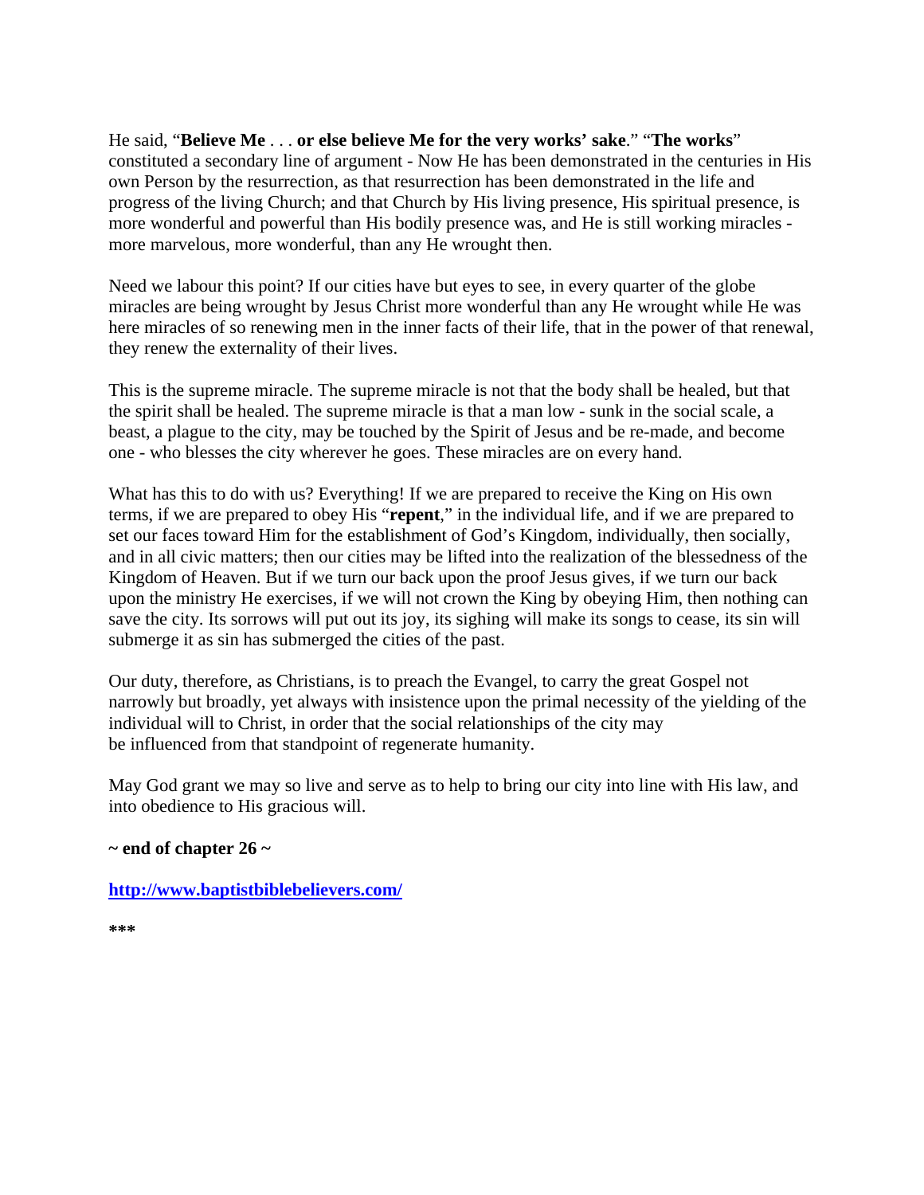He said, "**Believe Me** . . . **or else believe Me for the very works' sake**." "**The works**" constituted a secondary line of argument - Now He has been demonstrated in the centuries in His own Person by the resurrection, as that resurrection has been demonstrated in the life and progress of the living Church; and that Church by His living presence, His spiritual presence, is more wonderful and powerful than His bodily presence was, and He is still working miracles - more marvelous, more wonderful, than any He wrought then.

Need we labour this point? If our cities have but eyes to see, in every quarter of the globe miracles are being wrought by Jesus Christ more wonderful than any He wrought while He was here miracles of so renewing men in the inner facts of their life, that in the power of that renewal, they renew the externality of their lives.

This is the supreme miracle. The supreme miracle is not that the body shall be healed, but that the spirit shall be healed. The supreme miracle is that a man low - sunk in the social scale, a beast, a plague to the city, may be touched by the Spirit of Jesus and be re-made, and become one - who blesses the city wherever he goes. These miracles are on every hand.

What has this to do with us? Everything! If we are prepared to receive the King on His own terms, if we are prepared to obey His "**repent**," in the individual life, and if we are prepared to set our faces toward Him for the establishment of God's Kingdom, individually, then socially, and in all civic matters; then our cities may be lifted into the realization of the blessedness of the Kingdom of Heaven. But if we turn our back upon the proof Jesus gives, if we turn our back upon the ministry He exercises, if we will not crown the King by obeying Him, then nothing can save the city. Its sorrows will put out its joy, its sighing will make its songs to cease, its sin will submerge it as sin has submerged the cities of the past.

Our duty, therefore, as Christians, is to preach the Evangel, to carry the great Gospel not narrowly but broadly, yet always with insistence upon the primal necessity of the yielding of the individual will to Christ, in order that the social relationships of the city may be influenced from that standpoint of regenerate humanity.

May God grant we may so live and serve as to help to bring our city into line with His law, and into obedience to His gracious will.

**~ end of chapter 26 ~**

**http://www.baptistbiblebelievers.com/**

***